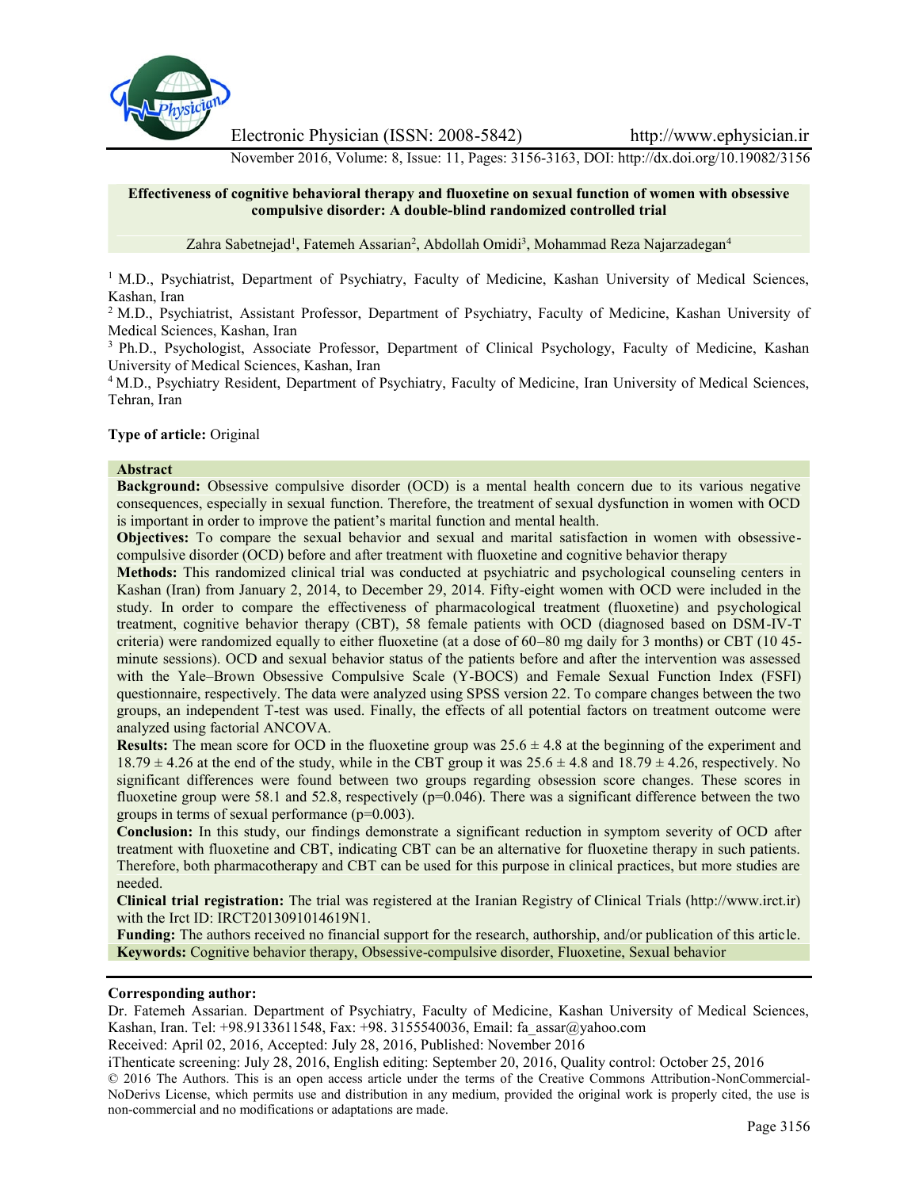# Effectiveness of cognitive behavioral therapy and fluoxetine on sexual function of women with obsessive compulsive disorder: A double-blind randomized controlled trial

Zahra Sabetnejad[1], Fatemeh Assarian[2], Abdollah Omidi[3], Mohammad Reza Najarzadegan[4]

[1] M.D., Psychiatrist, Department of Psychiatry, Faculty of Medicine, Kashan University of Medical Sciences, Kashan, Iran

[2] M.D., Psychiatrist, Assistant Professor, Department of Psychiatry, Faculty of Medicine, Kashan University of Medical Sciences, Kashan, Iran

[3] Ph.D., Psychologist, Associate Professor, Department of Clinical Psychology, Faculty of Medicine, Kashan University of Medical Sciences, Kashan, Iran

[4] M.D., Psychiatry Resident, Department of Psychiatry, Faculty of Medicine, Iran University of Medical Sciences, Tehran, Iran

**Type of article:** Original

## Abstract

**Background:** Obsessive compulsive disorder (OCD) is a mental health concern due to its various negative consequences, especially in sexual function. Therefore, the treatment of sexual dysfunction in women with OCD is important in order to improve the patient's marital function and mental health.

**Objectives:** To compare the sexual behavior and sexual and marital satisfaction in women with obsessive-compulsive disorder (OCD) before and after treatment with fluoxetine and cognitive behavior therapy

**Methods:** This randomized clinical trial was conducted at psychiatric and psychological counseling centers in Kashan (Iran) from January 2, 2014, to December 29, 2014. Fifty-eight women with OCD were included in the study. In order to compare the effectiveness of pharmacological treatment (fluoxetine) and psychological treatment, cognitive behavior therapy (CBT), 58 female patients with OCD (diagnosed based on DSM-IV-T criteria) were randomized equally to either fluoxetine (at a dose of 60–80 mg daily for 3 months) or CBT (10 45-minute sessions). OCD and sexual behavior status of the patients before and after the intervention was assessed with the Yale–Brown Obsessive Compulsive Scale (Y-BOCS) and Female Sexual Function Index (FSFI) questionnaire, respectively. The data were analyzed using SPSS version 22. To compare changes between the two groups, an independent T-test was used. Finally, the effects of all potential factors on treatment outcome were analyzed using factorial ANCOVA.

**Results:** The mean score for OCD in the fluoxetine group was 25.6 ± 4.8 at the beginning of the experiment and 18.79 ± 4.26 at the end of the study, while in the CBT group it was 25.6 ± 4.8 and 18.79 ± 4.26, respectively. No significant differences were found between two groups regarding obsession score changes. These scores in fluoxetine group were 58.1 and 52.8, respectively (p=0.046). There was a significant difference between the two groups in terms of sexual performance (p=0.003).

**Conclusion:** In this study, our findings demonstrate a significant reduction in symptom severity of OCD after treatment with fluoxetine and CBT, indicating CBT can be an alternative for fluoxetine therapy in such patients. Therefore, both pharmacotherapy and CBT can be used for this purpose in clinical practices, but more studies are needed.

**Clinical trial registration:** The trial was registered at the Iranian Registry of Clinical Trials (http://www.irct.ir) with the Irct ID: IRCT2013091014619N1.

**Funding:** The authors received no financial support for the research, authorship, and/or publication of this article.

**Keywords:** Cognitive behavior therapy, Obsessive-compulsive disorder, Fluoxetine, Sexual behavior

**Corresponding author:**

Dr. Fatemeh Assarian. Department of Psychiatry, Faculty of Medicine, Kashan University of Medical Sciences, Kashan, Iran. Tel: +98.9133611548, Fax: +98. 3155540036, Email: fa_assar@yahoo.com

Received: April 02, 2016, Accepted: July 28, 2016, Published: November 2016

iThenticate screening: July 28, 2016, English editing: September 20, 2016, Quality control: October 25, 2016

© 2016 The Authors. This is an open access article under the terms of the Creative Commons Attribution-NonCommercial-NoDerivs License, which permits use and distribution in any medium, provided the original work is properly cited, the use is non-commercial and no modifications or adaptations are made.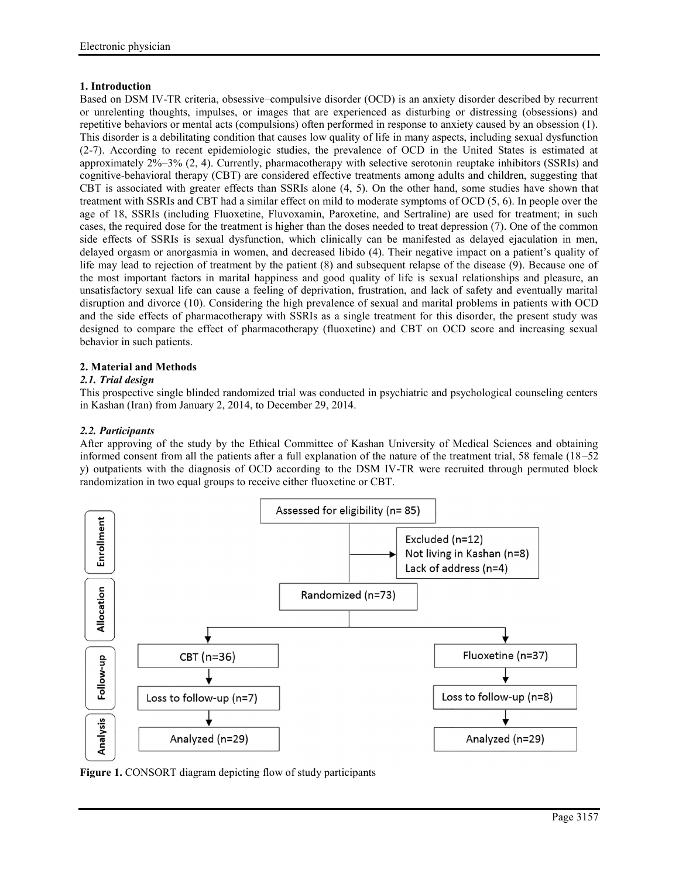## 1. Introduction

Based on DSM IV-TR criteria, obsessive–compulsive disorder (OCD) is an anxiety disorder described by recurrent or unrelenting thoughts, impulses, or images that are experienced as disturbing or distressing (obsessions) and repetitive behaviors or mental acts (compulsions) often performed in response to anxiety caused by an obsession (1). This disorder is a debilitating condition that causes low quality of life in many aspects, including sexual dysfunction (2-7). According to recent epidemiologic studies, the prevalence of OCD in the United States is estimated at approximately 2%–3% (2, 4). Currently, pharmacotherapy with selective serotonin reuptake inhibitors (SSRIs) and cognitive-behavioral therapy (CBT) are considered effective treatments among adults and children, suggesting that CBT is associated with greater effects than SSRIs alone (4, 5). On the other hand, some studies have shown that treatment with SSRIs and CBT had a similar effect on mild to moderate symptoms of OCD (5, 6). In people over the age of 18, SSRIs (including Fluoxetine, Fluvoxamin, Paroxetine, and Sertraline) are used for treatment; in such cases, the required dose for the treatment is higher than the doses needed to treat depression (7). One of the common side effects of SSRIs is sexual dysfunction, which clinically can be manifested as delayed ejaculation in men, delayed orgasm or anorgasmia in women, and decreased libido (4). Their negative impact on a patient's quality of life may lead to rejection of treatment by the patient (8) and subsequent relapse of the disease (9). Because one of the most important factors in marital happiness and good quality of life is sexual relationships and pleasure, an unsatisfactory sexual life can cause a feeling of deprivation, frustration, and lack of safety and eventually marital disruption and divorce (10). Considering the high prevalence of sexual and marital problems in patients with OCD and the side effects of pharmacotherapy with SSRIs as a single treatment for this disorder, the present study was designed to compare the effect of pharmacotherapy (fluoxetine) and CBT on OCD score and increasing sexual behavior in such patients.

## 2. Material and Methods

### *2.1. Trial design*

This prospective single blinded randomized trial was conducted in psychiatric and psychological counseling centers in Kashan (Iran) from January 2, 2014, to December 29, 2014.

### *2.2. Participants*

After approving of the study by the Ethical Committee of Kashan University of Medical Sciences and obtaining informed consent from all the patients after a full explanation of the nature of the treatment trial, 58 female (18–52 y) outpatients with the diagnosis of OCD according to the DSM IV-TR were recruited through permuted block randomization in two equal groups to receive either fluoxetine or CBT.

Enrollment: Assessed for eligibility (n= 85) → Excluded (n=12): Not living in Kashan (n=8); Lack of address (n=4)

Allocation: Randomized (n=73)

Follow-up: CBT (n=36) → Loss to follow-up (n=7); Fluoxetine (n=37) → Loss to follow-up (n=8)

Analysis: CBT Analyzed (n=29); Fluoxetine Analyzed (n=29)

**Figure 1.** CONSORT diagram depicting flow of study participants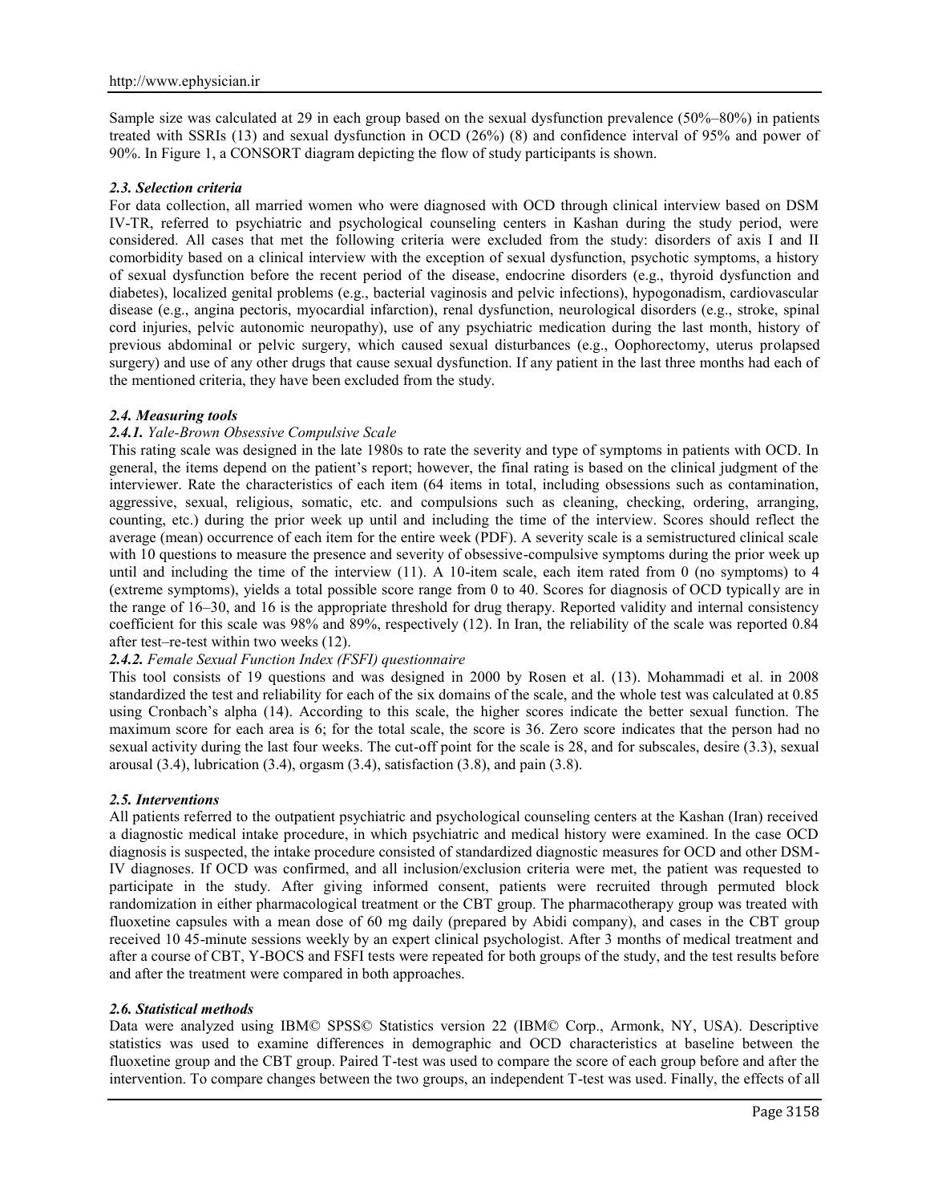Sample size was calculated at 29 in each group based on the sexual dysfunction prevalence (50%–80%) in patients treated with SSRIs (13) and sexual dysfunction in OCD (26%) (8) and confidence interval of 95% and power of 90%. In Figure 1, a CONSORT diagram depicting the flow of study participants is shown.

### *2.3. Selection criteria*

For data collection, all married women who were diagnosed with OCD through clinical interview based on DSM IV-TR, referred to psychiatric and psychological counseling centers in Kashan during the study period, were considered. All cases that met the following criteria were excluded from the study: disorders of axis I and II comorbidity based on a clinical interview with the exception of sexual dysfunction, psychotic symptoms, a history of sexual dysfunction before the recent period of the disease, endocrine disorders (e.g., thyroid dysfunction and diabetes), localized genital problems (e.g., bacterial vaginosis and pelvic infections), hypogonadism, cardiovascular disease (e.g., angina pectoris, myocardial infarction), renal dysfunction, neurological disorders (e.g., stroke, spinal cord injuries, pelvic autonomic neuropathy), use of any psychiatric medication during the last month, history of previous abdominal or pelvic surgery, which caused sexual disturbances (e.g., Oophorectomy, uterus prolapsed surgery) and use of any other drugs that cause sexual dysfunction. If any patient in the last three months had each of the mentioned criteria, they have been excluded from the study.

### *2.4. Measuring tools*

#### *2.4.1. Yale-Brown Obsessive Compulsive Scale*

This rating scale was designed in the late 1980s to rate the severity and type of symptoms in patients with OCD. In general, the items depend on the patient's report; however, the final rating is based on the clinical judgment of the interviewer. Rate the characteristics of each item (64 items in total, including obsessions such as contamination, aggressive, sexual, religious, somatic, etc. and compulsions such as cleaning, checking, ordering, arranging, counting, etc.) during the prior week up until and including the time of the interview. Scores should reflect the average (mean) occurrence of each item for the entire week (PDF). A severity scale is a semistructured clinical scale with 10 questions to measure the presence and severity of obsessive-compulsive symptoms during the prior week up until and including the time of the interview (11). A 10-item scale, each item rated from 0 (no symptoms) to 4 (extreme symptoms), yields a total possible score range from 0 to 40. Scores for diagnosis of OCD typically are in the range of 16–30, and 16 is the appropriate threshold for drug therapy. Reported validity and internal consistency coefficient for this scale was 98% and 89%, respectively (12). In Iran, the reliability of the scale was reported 0.84 after test–re-test within two weeks (12).

#### *2.4.2. Female Sexual Function Index (FSFI) questionnaire*

This tool consists of 19 questions and was designed in 2000 by Rosen et al. (13). Mohammadi et al. in 2008 standardized the test and reliability for each of the six domains of the scale, and the whole test was calculated at 0.85 using Cronbach's alpha (14). According to this scale, the higher scores indicate the better sexual function. The maximum score for each area is 6; for the total scale, the score is 36. Zero score indicates that the person had no sexual activity during the last four weeks. The cut-off point for the scale is 28, and for subscales, desire (3.3), sexual arousal (3.4), lubrication (3.4), orgasm (3.4), satisfaction (3.8), and pain (3.8).

### *2.5. Interventions*

All patients referred to the outpatient psychiatric and psychological counseling centers at the Kashan (Iran) received a diagnostic medical intake procedure, in which psychiatric and medical history were examined. In the case OCD diagnosis is suspected, the intake procedure consisted of standardized diagnostic measures for OCD and other DSM-IV diagnoses. If OCD was confirmed, and all inclusion/exclusion criteria were met, the patient was requested to participate in the study. After giving informed consent, patients were recruited through permuted block randomization in either pharmacological treatment or the CBT group. The pharmacotherapy group was treated with fluoxetine capsules with a mean dose of 60 mg daily (prepared by Abidi company), and cases in the CBT group received 10 45-minute sessions weekly by an expert clinical psychologist. After 3 months of medical treatment and after a course of CBT, Y-BOCS and FSFI tests were repeated for both groups of the study, and the test results before and after the treatment were compared in both approaches.

### *2.6. Statistical methods*

Data were analyzed using IBM© SPSS© Statistics version 22 (IBM© Corp., Armonk, NY, USA). Descriptive statistics was used to examine differences in demographic and OCD characteristics at baseline between the fluoxetine group and the CBT group. Paired T-test was used to compare the score of each group before and after the intervention. To compare changes between the two groups, an independent T-test was used. Finally, the effects of all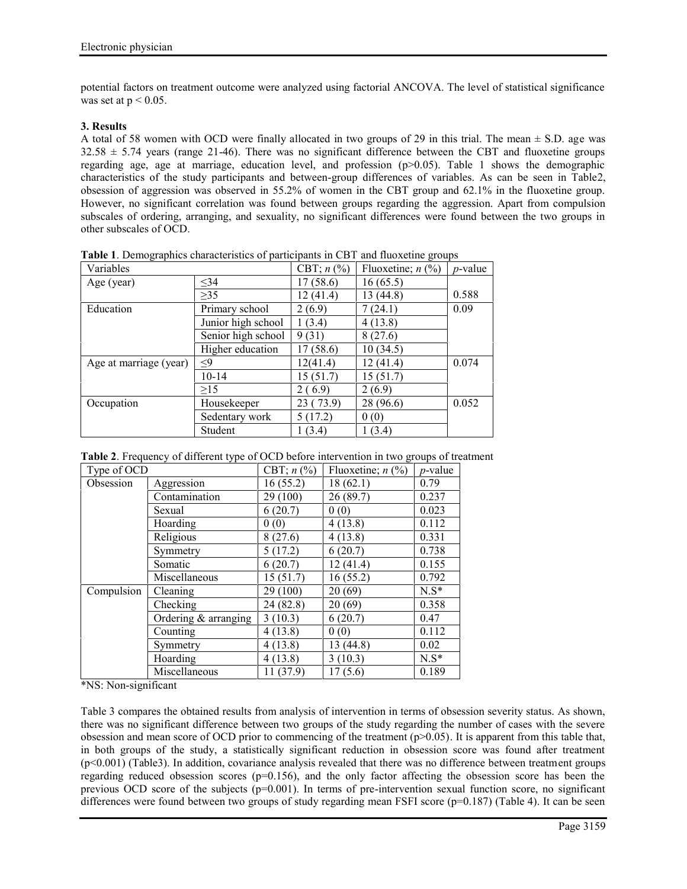potential factors on treatment outcome were analyzed using factorial ANCOVA. The level of statistical significance was set at $p < 0.05$.

### 3. Results

A total of 58 women with OCD were finally allocated in two groups of 29 in this trial. The mean ± S.D. age was 32.58 ± 5.74 years (range 21-46). There was no significant difference between the CBT and fluoxetine groups regarding age, age at marriage, education level, and profession ($p>0.05$). Table 1 shows the demographic characteristics of the study participants and between-group differences of variables. As can be seen in Table2, obsession of aggression was observed in 55.2% of women in the CBT group and 62.1% in the fluoxetine group. However, no significant correlation was found between groups regarding the aggression. Apart from compulsion subscales of ordering, arranging, and sexuality, no significant differences were found between the two groups in other subscales of OCD.

**Table 1**. Demographics characteristics of participants in CBT and fluoxetine groups

| Variables | | CBT; *n* (%) | Fluoxetine; *n* (%) | *p*-value |
|---|---|---|---|---|
| Age (year) | ≤34 | 17 (58.6) | 16 (65.5) | |
| | ≥35 | 12 (41.4) | 13 (44.8) | 0.588 |
| Education | Primary school | 2 (6.9) | 7 (24.1) | 0.09 |
| | Junior high school | 1 (3.4) | 4 (13.8) | |
| | Senior high school | 9 (31) | 8 (27.6) | |
| | Higher education | 17 (58.6) | 10 (34.5) | |
| Age at marriage (year) | ≤9 | 12(41.4) | 12 (41.4) | 0.074 |
| | 10-14 | 15 (51.7) | 15 (51.7) | |
| | ≥15 | 2 ( 6.9) | 2 (6.9) | |
| Occupation | Housekeeper | 23 ( 73.9) | 28 (96.6) | 0.052 |
| | Sedentary work | 5 (17.2) | 0 (0) | |
| | Student | 1 (3.4) | 1 (3.4) | |

**Table 2**. Frequency of different type of OCD before intervention in two groups of treatment

| Type of OCD | | CBT; *n* (%) | Fluoxetine; *n* (%) | *p*-value |
|---|---|---|---|---|
| Obsession | Aggression | 16 (55.2) | 18 (62.1) | 0.79 |
| | Contamination | 29 (100) | 26 (89.7) | 0.237 |
| | Sexual | 6 (20.7) | 0 (0) | 0.023 |
| | Hoarding | 0 (0) | 4 (13.8) | 0.112 |
| | Religious | 8 (27.6) | 4 (13.8) | 0.331 |
| | Symmetry | 5 (17.2) | 6 (20.7) | 0.738 |
| | Somatic | 6 (20.7) | 12 (41.4) | 0.155 |
| | Miscellaneous | 15 (51.7) | 16 (55.2) | 0.792 |
| Compulsion | Cleaning | 29 (100) | 20 (69) | N.S* |
| | Checking | 24 (82.8) | 20 (69) | 0.358 |
| | Ordering & arranging | 3 (10.3) | 6 (20.7) | 0.47 |
| | Counting | 4 (13.8) | 0 (0) | 0.112 |
| | Symmetry | 4 (13.8) | 13 (44.8) | 0.02 |
| | Hoarding | 4 (13.8) | 3 (10.3) | N.S* |
| | Miscellaneous | 11 (37.9) | 17 (5.6) | 0.189 |

*NS: Non-significant

Table 3 compares the obtained results from analysis of intervention in terms of obsession severity status. As shown, there was no significant difference between two groups of the study regarding the number of cases with the severe obsession and mean score of OCD prior to commencing of the treatment ($p>0.05$). It is apparent from this table that, in both groups of the study, a statistically significant reduction in obsession score was found after treatment ($p<0.001$) (Table3). In addition, covariance analysis revealed that there was no difference between treatment groups regarding reduced obsession scores ($p=0.156$), and the only factor affecting the obsession score has been the previous OCD score of the subjects ($p=0.001$). In terms of pre-intervention sexual function score, no significant differences were found between two groups of study regarding mean FSFI score ($p=0.187$) (Table 4). It can be seen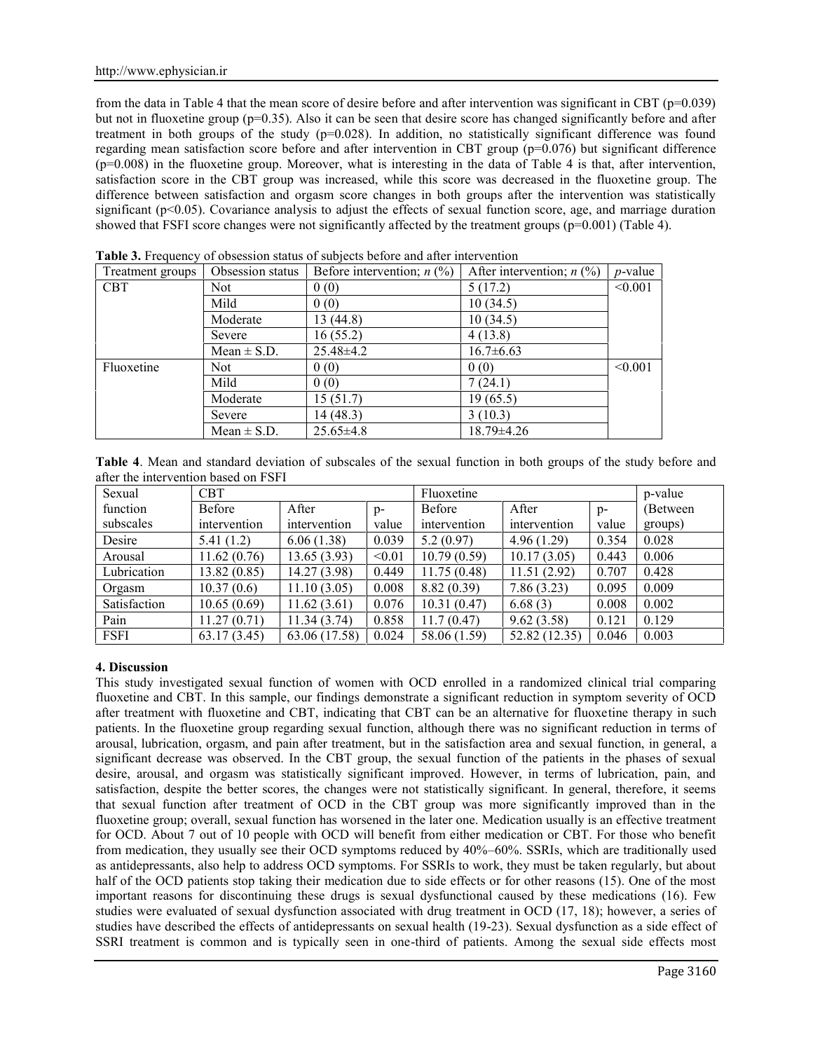from the data in Table 4 that the mean score of desire before and after intervention was significant in CBT (p=0.039) but not in fluoxetine group (p=0.35). Also it can be seen that desire score has changed significantly before and after treatment in both groups of the study (p=0.028). In addition, no statistically significant difference was found regarding mean satisfaction score before and after intervention in CBT group (p=0.076) but significant difference (p=0.008) in the fluoxetine group. Moreover, what is interesting in the data of Table 4 is that, after intervention, satisfaction score in the CBT group was increased, while this score was decreased in the fluoxetine group. The difference between satisfaction and orgasm score changes in both groups after the intervention was statistically significant (p<0.05). Covariance analysis to adjust the effects of sexual function score, age, and marriage duration showed that FSFI score changes were not significantly affected by the treatment groups (p=0.001) (Table 4).

**Table 3.** Frequency of obsession status of subjects before and after intervention

| Treatment groups | Obsession status | Before intervention; *n* (%) | After intervention; *n* (%) | *p*-value |
|---|---|---|---|---|
| CBT | Not | 0 (0) | 5 (17.2) | <0.001 |
| | Mild | 0 (0) | 10 (34.5) | |
| | Moderate | 13 (44.8) | 10 (34.5) | |
| | Severe | 16 (55.2) | 4 (13.8) | |
| | Mean ± S.D. | 25.48±4.2 | 16.7±6.63 | |
| Fluoxetine | Not | 0 (0) | 0 (0) | <0.001 |
| | Mild | 0 (0) | 7 (24.1) | |
| | Moderate | 15 (51.7) | 19 (65.5) | |
| | Severe | 14 (48.3) | 3 (10.3) | |
| | Mean ± S.D. | 25.65±4.8 | 18.79±4.26 | |

**Table 4**. Mean and standard deviation of subscales of the sexual function in both groups of the study before and after the intervention based on FSFI

| Sexual function subscales | CBT | | | Fluoxetine | | | p-value (Between groups) |
|---|---|---|---|---|---|---|---|
| | Before intervention | After intervention | p-value | Before intervention | After intervention | p-value | |
| Desire | 5.41 (1.2) | 6.06 (1.38) | 0.039 | 5.2 (0.97) | 4.96 (1.29) | 0.354 | 0.028 |
| Arousal | 11.62 (0.76) | 13.65 (3.93) | <0.01 | 10.79 (0.59) | 10.17 (3.05) | 0.443 | 0.006 |
| Lubrication | 13.82 (0.85) | 14.27 (3.98) | 0.449 | 11.75 (0.48) | 11.51 (2.92) | 0.707 | 0.428 |
| Orgasm | 10.37 (0.6) | 11.10 (3.05) | 0.008 | 8.82 (0.39) | 7.86 (3.23) | 0.095 | 0.009 |
| Satisfaction | 10.65 (0.69) | 11.62 (3.61) | 0.076 | 10.31 (0.47) | 6.68 (3) | 0.008 | 0.002 |
| Pain | 11.27 (0.71) | 11.34 (3.74) | 0.858 | 11.7 (0.47) | 9.62 (3.58) | 0.121 | 0.129 |
| FSFI | 63.17 (3.45) | 63.06 (17.58) | 0.024 | 58.06 (1.59) | 52.82 (12.35) | 0.046 | 0.003 |

## 4. Discussion

This study investigated sexual function of women with OCD enrolled in a randomized clinical trial comparing fluoxetine and CBT. In this sample, our findings demonstrate a significant reduction in symptom severity of OCD after treatment with fluoxetine and CBT, indicating that CBT can be an alternative for fluoxetine therapy in such patients. In the fluoxetine group regarding sexual function, although there was no significant reduction in terms of arousal, lubrication, orgasm, and pain after treatment, but in the satisfaction area and sexual function, in general, a significant decrease was observed. In the CBT group, the sexual function of the patients in the phases of sexual desire, arousal, and orgasm was statistically significant improved. However, in terms of lubrication, pain, and satisfaction, despite the better scores, the changes were not statistically significant. In general, therefore, it seems that sexual function after treatment of OCD in the CBT group was more significantly improved than in the fluoxetine group; overall, sexual function has worsened in the later one. Medication usually is an effective treatment for OCD. About 7 out of 10 people with OCD will benefit from either medication or CBT. For those who benefit from medication, they usually see their OCD symptoms reduced by 40%–60%. SSRIs, which are traditionally used as antidepressants, also help to address OCD symptoms. For SSRIs to work, they must be taken regularly, but about half of the OCD patients stop taking their medication due to side effects or for other reasons (15). One of the most important reasons for discontinuing these drugs is sexual dysfunctional caused by these medications (16). Few studies were evaluated of sexual dysfunction associated with drug treatment in OCD (17, 18); however, a series of studies have described the effects of antidepressants on sexual health (19-23). Sexual dysfunction as a side effect of SSRI treatment is common and is typically seen in one-third of patients. Among the sexual side effects most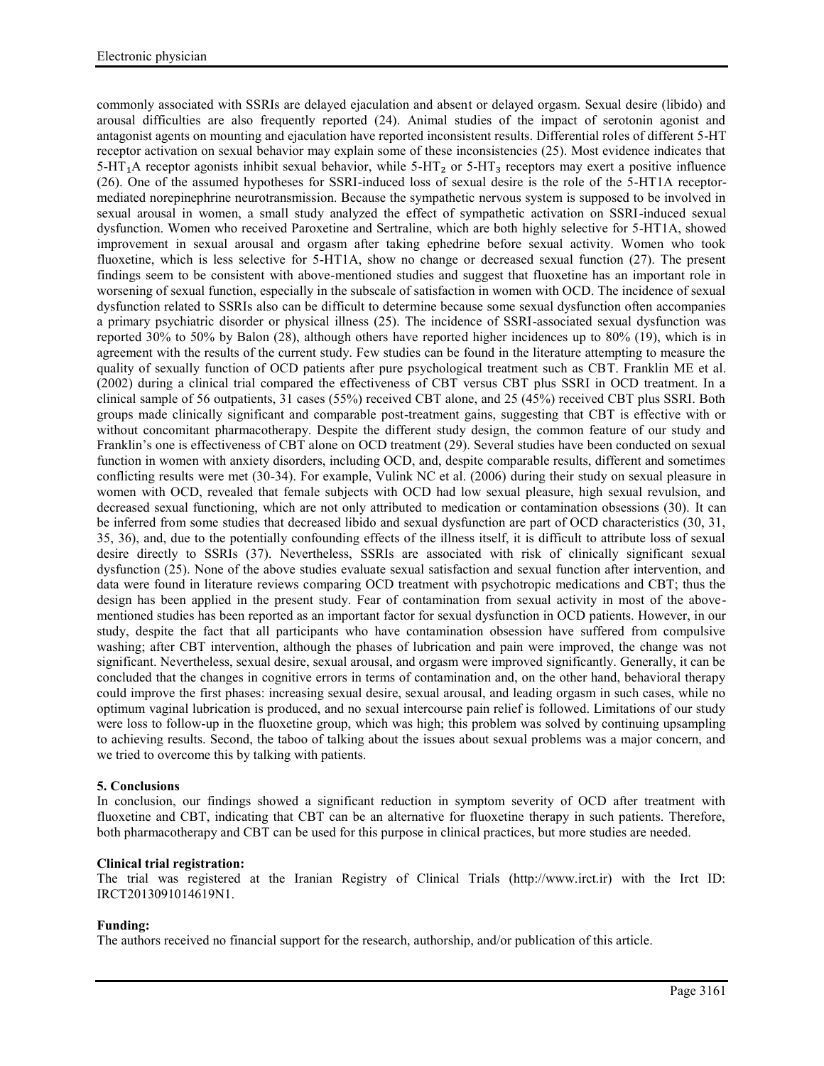commonly associated with SSRIs are delayed ejaculation and absent or delayed orgasm. Sexual desire (libido) and arousal difficulties are also frequently reported (24). Animal studies of the impact of serotonin agonist and antagonist agents on mounting and ejaculation have reported inconsistent results. Differential roles of different 5-HT receptor activation on sexual behavior may explain some of these inconsistencies (25). Most evidence indicates that 5-$HT_1$A receptor agonists inhibit sexual behavior, while 5-$HT_2$ or 5-$HT_3$ receptors may exert a positive influence (26). One of the assumed hypotheses for SSRI-induced loss of sexual desire is the role of the 5-HT1A receptor-mediated norepinephrine neurotransmission. Because the sympathetic nervous system is supposed to be involved in sexual arousal in women, a small study analyzed the effect of sympathetic activation on SSRI-induced sexual dysfunction. Women who received Paroxetine and Sertraline, which are both highly selective for 5-HT1A, showed improvement in sexual arousal and orgasm after taking ephedrine before sexual activity. Women who took fluoxetine, which is less selective for 5-HT1A, show no change or decreased sexual function (27). The present findings seem to be consistent with above-mentioned studies and suggest that fluoxetine has an important role in worsening of sexual function, especially in the subscale of satisfaction in women with OCD. The incidence of sexual dysfunction related to SSRIs also can be difficult to determine because some sexual dysfunction often accompanies a primary psychiatric disorder or physical illness (25). The incidence of SSRI-associated sexual dysfunction was reported 30% to 50% by Balon (28), although others have reported higher incidences up to 80% (19), which is in agreement with the results of the current study. Few studies can be found in the literature attempting to measure the quality of sexually function of OCD patients after pure psychological treatment such as CBT. Franklin ME et al. (2002) during a clinical trial compared the effectiveness of CBT versus CBT plus SSRI in OCD treatment. In a clinical sample of 56 outpatients, 31 cases (55%) received CBT alone, and 25 (45%) received CBT plus SSRI. Both groups made clinically significant and comparable post-treatment gains, suggesting that CBT is effective with or without concomitant pharmacotherapy. Despite the different study design, the common feature of our study and Franklin's one is effectiveness of CBT alone on OCD treatment (29). Several studies have been conducted on sexual function in women with anxiety disorders, including OCD, and, despite comparable results, different and sometimes conflicting results were met (30-34). For example, Vulink NC et al. (2006) during their study on sexual pleasure in women with OCD, revealed that female subjects with OCD had low sexual pleasure, high sexual revulsion, and decreased sexual functioning, which are not only attributed to medication or contamination obsessions (30). It can be inferred from some studies that decreased libido and sexual dysfunction are part of OCD characteristics (30, 31, 35, 36), and, due to the potentially confounding effects of the illness itself, it is difficult to attribute loss of sexual desire directly to SSRIs (37). Nevertheless, SSRIs are associated with risk of clinically significant sexual dysfunction (25). None of the above studies evaluate sexual satisfaction and sexual function after intervention, and data were found in literature reviews comparing OCD treatment with psychotropic medications and CBT; thus the design has been applied in the present study. Fear of contamination from sexual activity in most of the above-mentioned studies has been reported as an important factor for sexual dysfunction in OCD patients. However, in our study, despite the fact that all participants who have contamination obsession have suffered from compulsive washing; after CBT intervention, although the phases of lubrication and pain were improved, the change was not significant. Nevertheless, sexual desire, sexual arousal, and orgasm were improved significantly. Generally, it can be concluded that the changes in cognitive errors in terms of contamination and, on the other hand, behavioral therapy could improve the first phases: increasing sexual desire, sexual arousal, and leading orgasm in such cases, while no optimum vaginal lubrication is produced, and no sexual intercourse pain relief is followed. Limitations of our study were loss to follow-up in the fluoxetine group, which was high; this problem was solved by continuing upsampling to achieving results. Second, the taboo of talking about the issues about sexual problems was a major concern, and we tried to overcome this by talking with patients.

## 5. Conclusions

In conclusion, our findings showed a significant reduction in symptom severity of OCD after treatment with fluoxetine and CBT, indicating that CBT can be an alternative for fluoxetine therapy in such patients. Therefore, both pharmacotherapy and CBT can be used for this purpose in clinical practices, but more studies are needed.

**Clinical trial registration:**

The trial was registered at the Iranian Registry of Clinical Trials (http://www.irct.ir) with the Irct ID: IRCT2013091014619N1.

**Funding:**

The authors received no financial support for the research, authorship, and/or publication of this article.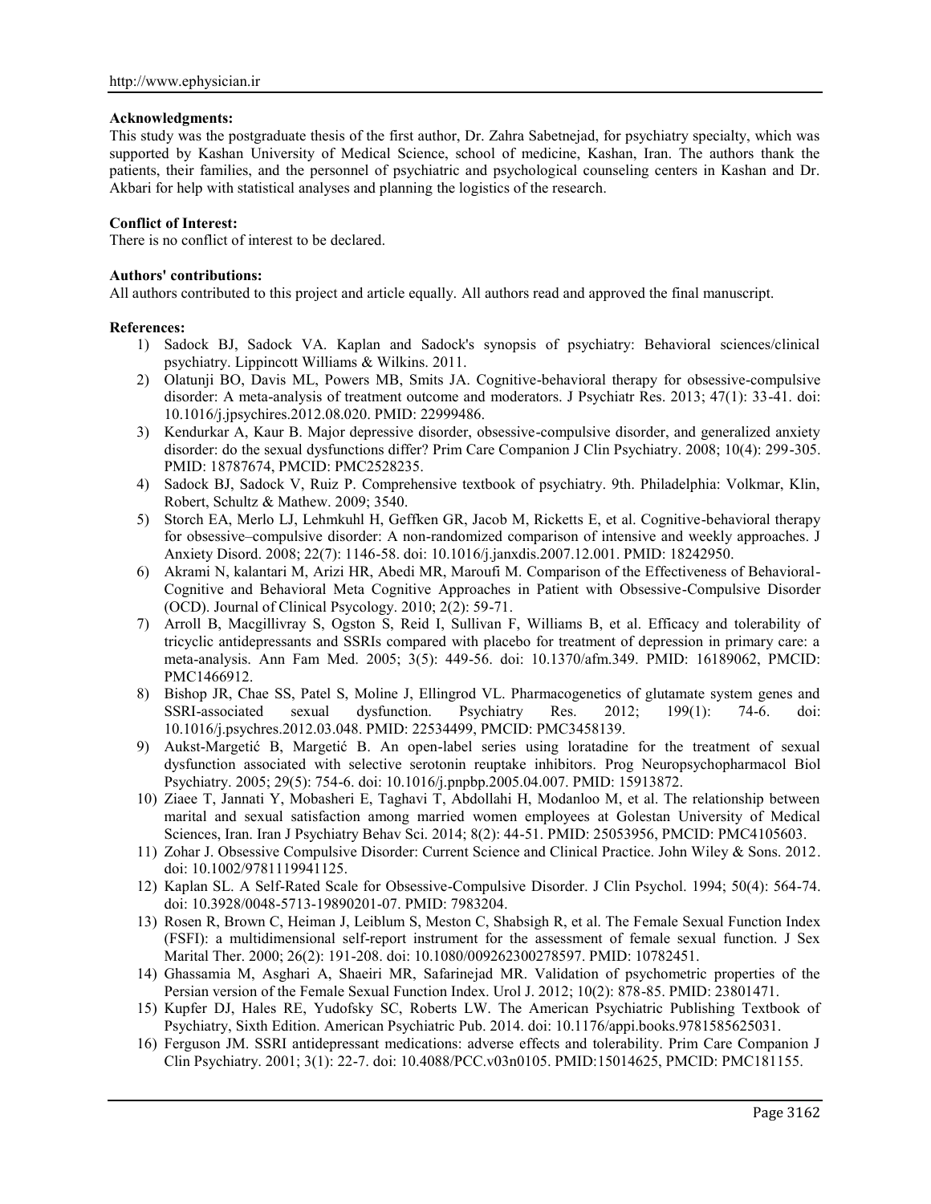**Acknowledgments:**

This study was the postgraduate thesis of the first author, Dr. Zahra Sabetnejad, for psychiatry specialty, which was supported by Kashan University of Medical Science, school of medicine, Kashan, Iran. The authors thank the patients, their families, and the personnel of psychiatric and psychological counseling centers in Kashan and Dr. Akbari for help with statistical analyses and planning the logistics of the research.

**Conflict of Interest:**

There is no conflict of interest to be declared.

**Authors' contributions:**

All authors contributed to this project and article equally. All authors read and approved the final manuscript.

**References:**

1) Sadock BJ, Sadock VA. Kaplan and Sadock's synopsis of psychiatry: Behavioral sciences/clinical psychiatry. Lippincott Williams & Wilkins. 2011.
2) Olatunji BO, Davis ML, Powers MB, Smits JA. Cognitive-behavioral therapy for obsessive-compulsive disorder: A meta-analysis of treatment outcome and moderators. J Psychiatr Res. 2013; 47(1): 33-41. doi: 10.1016/j.jpsychires.2012.08.020. PMID: 22999486.
3) Kendurkar A, Kaur B. Major depressive disorder, obsessive-compulsive disorder, and generalized anxiety disorder: do the sexual dysfunctions differ? Prim Care Companion J Clin Psychiatry. 2008; 10(4): 299-305. PMID: 18787674, PMCID: PMC2528235.
4) Sadock BJ, Sadock V, Ruiz P. Comprehensive textbook of psychiatry. 9th. Philadelphia: Volkmar, Klin, Robert, Schultz & Mathew. 2009; 3540.
5) Storch EA, Merlo LJ, Lehmkuhl H, Geffken GR, Jacob M, Ricketts E, et al. Cognitive-behavioral therapy for obsessive–compulsive disorder: A non-randomized comparison of intensive and weekly approaches. J Anxiety Disord. 2008; 22(7): 1146-58. doi: 10.1016/j.janxdis.2007.12.001. PMID: 18242950.
6) Akrami N, kalantari M, Arizi HR, Abedi MR, Maroufi M. Comparison of the Effectiveness of Behavioral-Cognitive and Behavioral Meta Cognitive Approaches in Patient with Obsessive-Compulsive Disorder (OCD). Journal of Clinical Psycology. 2010; 2(2): 59-71.
7) Arroll B, Macgillivray S, Ogston S, Reid I, Sullivan F, Williams B, et al. Efficacy and tolerability of tricyclic antidepressants and SSRIs compared with placebo for treatment of depression in primary care: a meta-analysis. Ann Fam Med. 2005; 3(5): 449-56. doi: 10.1370/afm.349. PMID: 16189062, PMCID: PMC1466912.
8) Bishop JR, Chae SS, Patel S, Moline J, Ellingrod VL. Pharmacogenetics of glutamate system genes and SSRI-associated sexual dysfunction. Psychiatry Res. 2012; 199(1): 74-6. doi: 10.1016/j.psychres.2012.03.048. PMID: 22534499, PMCID: PMC3458139.
9) Aukst-Margetić B, Margetić B. An open-label series using loratadine for the treatment of sexual dysfunction associated with selective serotonin reuptake inhibitors. Prog Neuropsychopharmacol Biol Psychiatry. 2005; 29(5): 754-6. doi: 10.1016/j.pnpbp.2005.04.007. PMID: 15913872.
10) Ziaee T, Jannati Y, Mobasheri E, Taghavi T, Abdollahi H, Modanloo M, et al. The relationship between marital and sexual satisfaction among married women employees at Golestan University of Medical Sciences, Iran. Iran J Psychiatry Behav Sci. 2014; 8(2): 44-51. PMID: 25053956, PMCID: PMC4105603.
11) Zohar J. Obsessive Compulsive Disorder: Current Science and Clinical Practice. John Wiley & Sons. 2012. doi: 10.1002/9781119941125.
12) Kaplan SL. A Self-Rated Scale for Obsessive-Compulsive Disorder. J Clin Psychol. 1994; 50(4): 564-74. doi: 10.3928/0048-5713-19890201-07. PMID: 7983204.
13) Rosen R, Brown C, Heiman J, Leiblum S, Meston C, Shabsigh R, et al. The Female Sexual Function Index (FSFI): a multidimensional self-report instrument for the assessment of female sexual function. J Sex Marital Ther. 2000; 26(2): 191-208. doi: 10.1080/009262300278597. PMID: 10782451.
14) Ghassamia M, Asghari A, Shaeiri MR, Safarinejad MR. Validation of psychometric properties of the Persian version of the Female Sexual Function Index. Urol J. 2012; 10(2): 878-85. PMID: 23801471.
15) Kupfer DJ, Hales RE, Yudofsky SC, Roberts LW. The American Psychiatric Publishing Textbook of Psychiatry, Sixth Edition. American Psychiatric Pub. 2014. doi: 10.1176/appi.books.9781585625031.
16) Ferguson JM. SSRI antidepressant medications: adverse effects and tolerability. Prim Care Companion J Clin Psychiatry. 2001; 3(1): 22-7. doi: 10.4088/PCC.v03n0105. PMID:15014625, PMCID: PMC181155.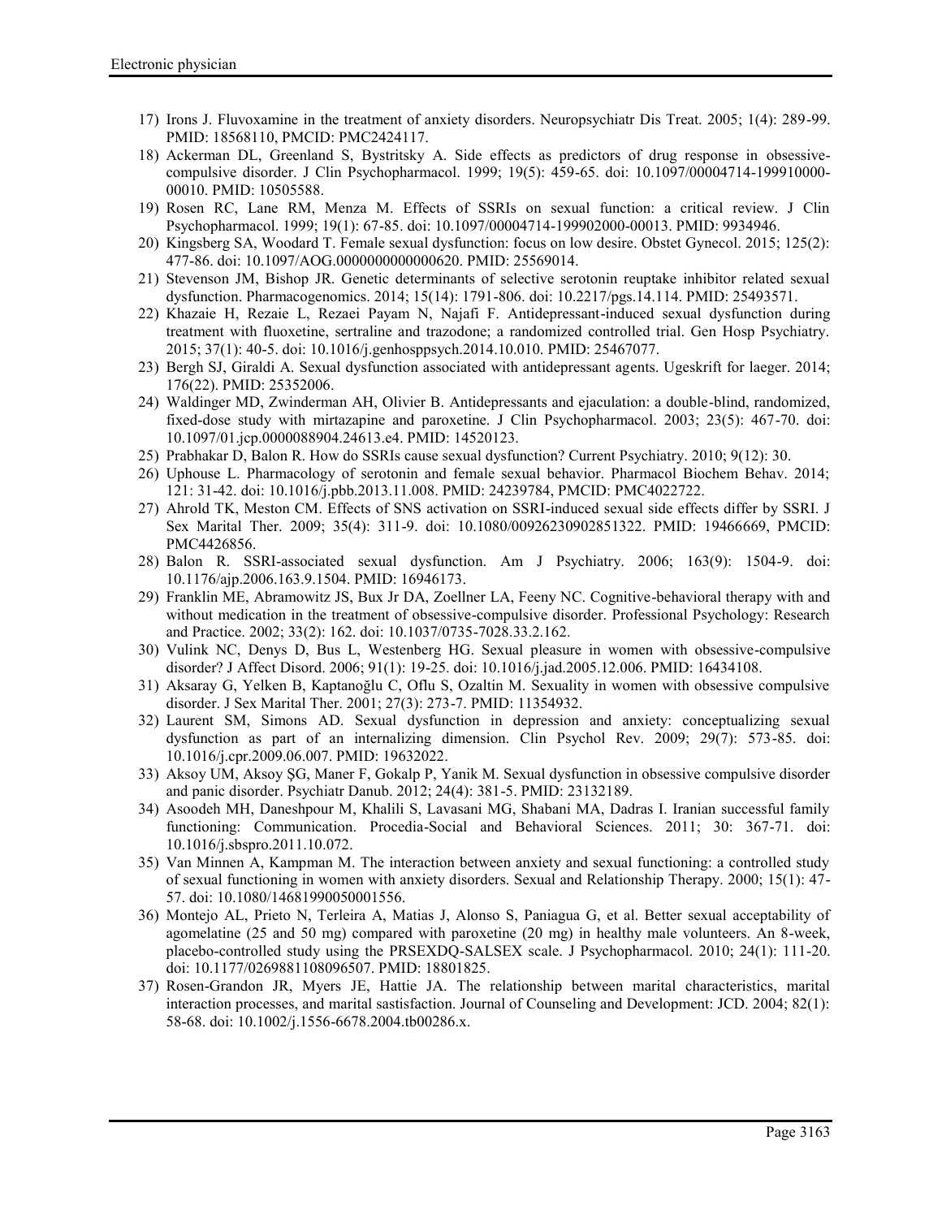17) Irons J. Fluvoxamine in the treatment of anxiety disorders. Neuropsychiatr Dis Treat. 2005; 1(4): 289-99. PMID: 18568110, PMCID: PMC2424117.
18) Ackerman DL, Greenland S, Bystritsky A. Side effects as predictors of drug response in obsessive-compulsive disorder. J Clin Psychopharmacol. 1999; 19(5): 459-65. doi: 10.1097/00004714-199910000-00010. PMID: 10505588.
19) Rosen RC, Lane RM, Menza M. Effects of SSRIs on sexual function: a critical review. J Clin Psychopharmacol. 1999; 19(1): 67-85. doi: 10.1097/00004714-199902000-00013. PMID: 9934946.
20) Kingsberg SA, Woodard T. Female sexual dysfunction: focus on low desire. Obstet Gynecol. 2015; 125(2): 477-86. doi: 10.1097/AOG.0000000000000620. PMID: 25569014.
21) Stevenson JM, Bishop JR. Genetic determinants of selective serotonin reuptake inhibitor related sexual dysfunction. Pharmacogenomics. 2014; 15(14): 1791-806. doi: 10.2217/pgs.14.114. PMID: 25493571.
22) Khazaie H, Rezaie L, Rezaei Payam N, Najafi F. Antidepressant-induced sexual dysfunction during treatment with fluoxetine, sertraline and trazodone; a randomized controlled trial. Gen Hosp Psychiatry. 2015; 37(1): 40-5. doi: 10.1016/j.genhosppsych.2014.10.010. PMID: 25467077.
23) Bergh SJ, Giraldi A. Sexual dysfunction associated with antidepressant agents. Ugeskrift for laeger. 2014; 176(22). PMID: 25352006.
24) Waldinger MD, Zwinderman AH, Olivier B. Antidepressants and ejaculation: a double-blind, randomized, fixed-dose study with mirtazapine and paroxetine. J Clin Psychopharmacol. 2003; 23(5): 467-70. doi: 10.1097/01.jcp.0000088904.24613.e4. PMID: 14520123.
25) Prabhakar D, Balon R. How do SSRIs cause sexual dysfunction? Current Psychiatry. 2010; 9(12): 30.
26) Uphouse L. Pharmacology of serotonin and female sexual behavior. Pharmacol Biochem Behav. 2014; 121: 31-42. doi: 10.1016/j.pbb.2013.11.008. PMID: 24239784, PMCID: PMC4022722.
27) Ahrold TK, Meston CM. Effects of SNS activation on SSRI-induced sexual side effects differ by SSRI. J Sex Marital Ther. 2009; 35(4): 311-9. doi: 10.1080/00926230902851322. PMID: 19466669, PMCID: PMC4426856.
28) Balon R. SSRI-associated sexual dysfunction. Am J Psychiatry. 2006; 163(9): 1504-9. doi: 10.1176/ajp.2006.163.9.1504. PMID: 16946173.
29) Franklin ME, Abramowitz JS, Bux Jr DA, Zoellner LA, Feeny NC. Cognitive-behavioral therapy with and without medication in the treatment of obsessive-compulsive disorder. Professional Psychology: Research and Practice. 2002; 33(2): 162. doi: 10.1037/0735-7028.33.2.162.
30) Vulink NC, Denys D, Bus L, Westenberg HG. Sexual pleasure in women with obsessive-compulsive disorder? J Affect Disord. 2006; 91(1): 19-25. doi: 10.1016/j.jad.2005.12.006. PMID: 16434108.
31) Aksaray G, Yelken B, Kaptanoğlu C, Oflu S, Ozaltin M. Sexuality in women with obsessive compulsive disorder. J Sex Marital Ther. 2001; 27(3): 273-7. PMID: 11354932.
32) Laurent SM, Simons AD. Sexual dysfunction in depression and anxiety: conceptualizing sexual dysfunction as part of an internalizing dimension. Clin Psychol Rev. 2009; 29(7): 573-85. doi: 10.1016/j.cpr.2009.06.007. PMID: 19632022.
33) Aksoy UM, Aksoy ŞG, Maner F, Gokalp P, Yanik M. Sexual dysfunction in obsessive compulsive disorder and panic disorder. Psychiatr Danub. 2012; 24(4): 381-5. PMID: 23132189.
34) Asoodeh MH, Daneshpour M, Khalili S, Lavasani MG, Shabani MA, Dadras I. Iranian successful family functioning: Communication. Procedia-Social and Behavioral Sciences. 2011; 30: 367-71. doi: 10.1016/j.sbspro.2011.10.072.
35) Van Minnen A, Kampman M. The interaction between anxiety and sexual functioning: a controlled study of sexual functioning in women with anxiety disorders. Sexual and Relationship Therapy. 2000; 15(1): 47-57. doi: 10.1080/14681990050001556.
36) Montejo AL, Prieto N, Terleira A, Matias J, Alonso S, Paniagua G, et al. Better sexual acceptability of agomelatine (25 and 50 mg) compared with paroxetine (20 mg) in healthy male volunteers. An 8-week, placebo-controlled study using the PRSEXDQ-SALSEX scale. J Psychopharmacol. 2010; 24(1): 111-20. doi: 10.1177/0269881108096507. PMID: 18801825.
37) Rosen-Grandon JR, Myers JE, Hattie JA. The relationship between marital characteristics, marital interaction processes, and marital sastisfaction. Journal of Counseling and Development: JCD. 2004; 82(1): 58-68. doi: 10.1002/j.1556-6678.2004.tb00286.x.